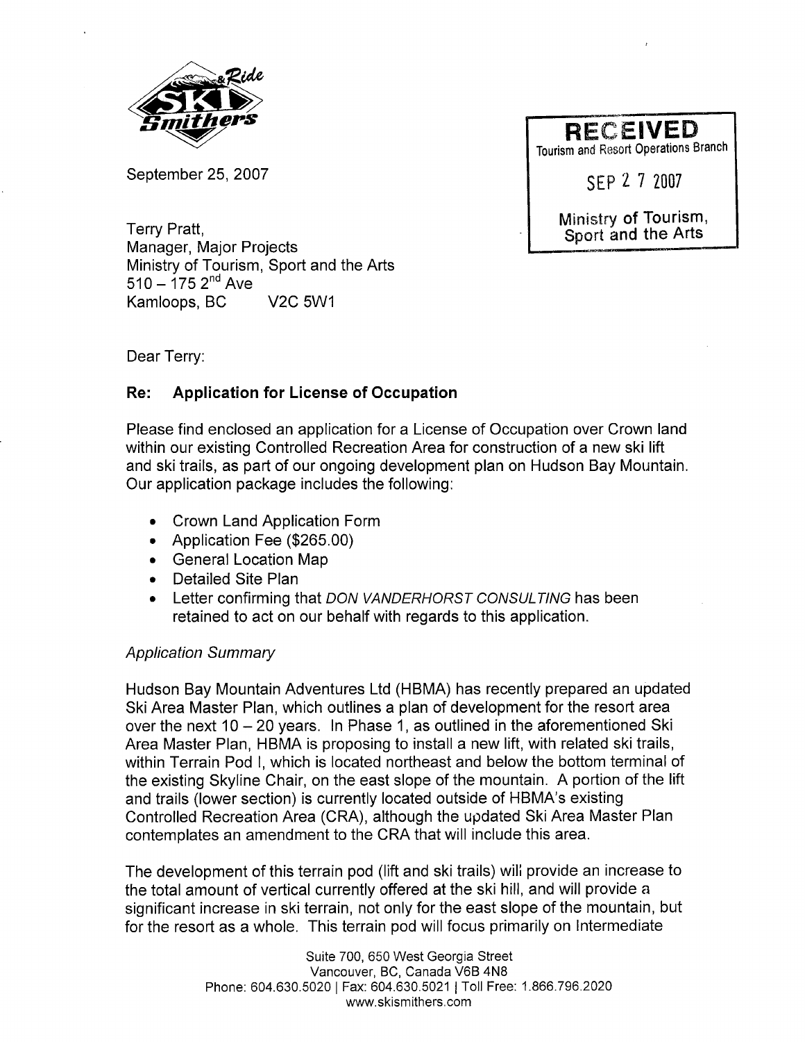September 25, 2007

RECEIVED
Tourism and Resort Operations Branch

SEP 27 2007

Ministry of Tourism, Sport and the Arts

Terry Pratt,
Manager, Major Projects
Ministry of Tourism, Sport and the Arts
510 – 175 2nd Ave
Kamloops, BC V2C 5W1

Dear Terry:

**Re: Application for License of Occupation**

Please find enclosed an application for a License of Occupation over Crown land within our existing Controlled Recreation Area for construction of a new ski lift and ski trails, as part of our ongoing development plan on Hudson Bay Mountain. Our application package includes the following:

- Crown Land Application Form
- Application Fee ($265.00)
- General Location Map
- Detailed Site Plan
- Letter confirming that *DON VANDERHORST CONSULTING* has been retained to act on our behalf with regards to this application.

*Application Summary*

Hudson Bay Mountain Adventures Ltd (HBMA) has recently prepared an updated Ski Area Master Plan, which outlines a plan of development for the resort area over the next 10 – 20 years. In Phase 1, as outlined in the aforementioned Ski Area Master Plan, HBMA is proposing to install a new lift, with related ski trails, within Terrain Pod I, which is located northeast and below the bottom terminal of the existing Skyline Chair, on the east slope of the mountain. A portion of the lift and trails (lower section) is currently located outside of HBMA's existing Controlled Recreation Area (CRA), although the updated Ski Area Master Plan contemplates an amendment to the CRA that will include this area.

The development of this terrain pod (lift and ski trails) will provide an increase to the total amount of vertical currently offered at the ski hill, and will provide a significant increase in ski terrain, not only for the east slope of the mountain, but for the resort as a whole. This terrain pod will focus primarily on Intermediate

Suite 700, 650 West Georgia Street
Vancouver, BC, Canada V6B 4N8
Phone: 604.630.5020 | Fax: 604.630.5021 | Toll Free: 1.866.796.2020
www.skismithers.com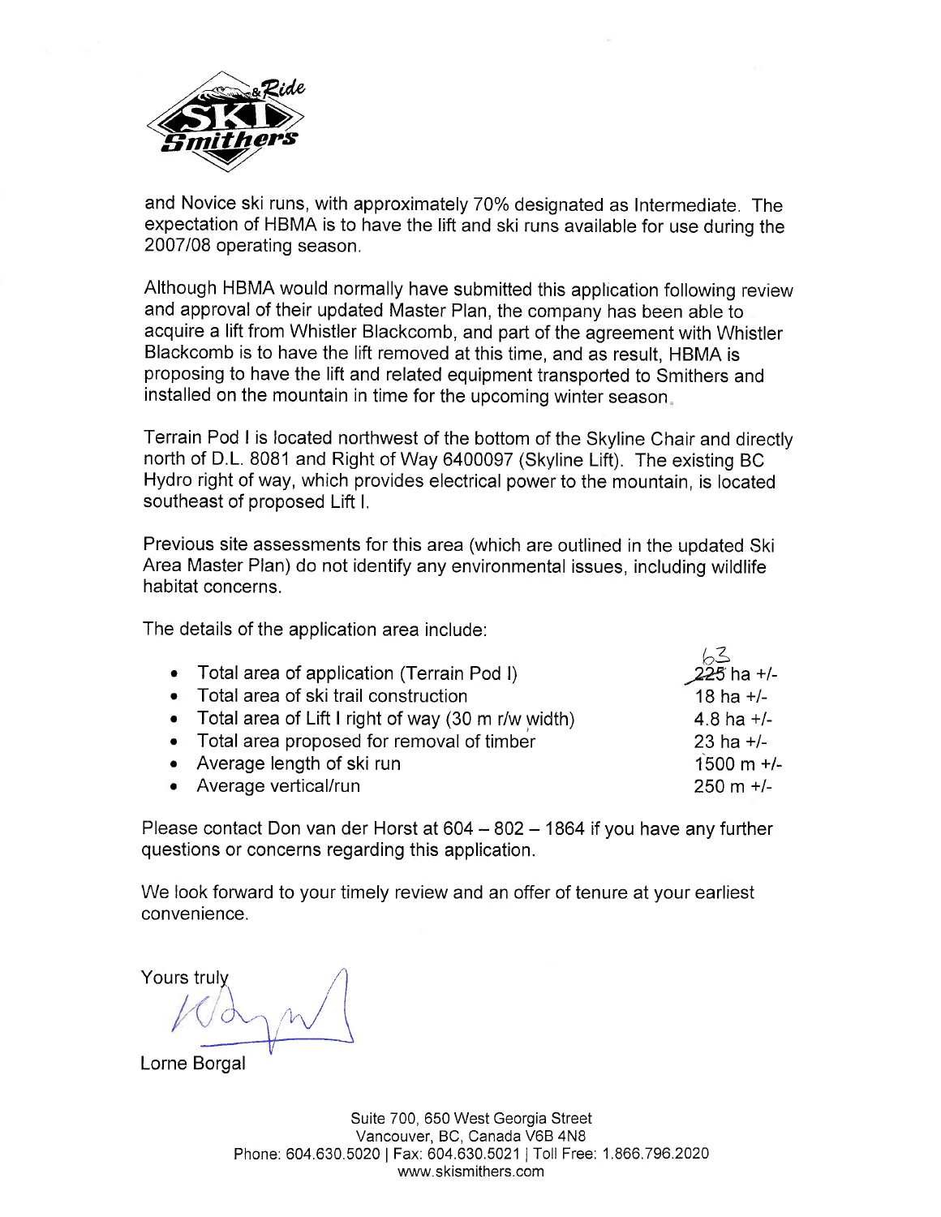and Novice ski runs, with approximately 70% designated as Intermediate. The expectation of HBMA is to have the lift and ski runs available for use during the 2007/08 operating season.

Although HBMA would normally have submitted this application following review and approval of their updated Master Plan, the company has been able to acquire a lift from Whistler Blackcomb, and part of the agreement with Whistler Blackcomb is to have the lift removed at this time, and as result, HBMA is proposing to have the lift and related equipment transported to Smithers and installed on the mountain in time for the upcoming winter season.

Terrain Pod I is located northwest of the bottom of the Skyline Chair and directly north of D.L. 8081 and Right of Way 6400097 (Skyline Lift). The existing BC Hydro right of way, which provides electrical power to the mountain, is located southeast of proposed Lift I.

Previous site assessments for this area (which are outlined in the updated Ski Area Master Plan) do not identify any environmental issues, including wildlife habitat concerns.

The details of the application area include:

| | |
|---|---|
| • Total area of application (Terrain Pod I) | ~~225~~ 63 ha +/- |
| • Total area of ski trail construction | 18 ha +/- |
| • Total area of Lift I right of way (30 m r/w width) | 4.8 ha +/- |
| • Total area proposed for removal of timber | 23 ha +/- |
| • Average length of ski run | 1500 m +/- |
| • Average vertical/run | 250 m +/- |

Please contact Don van der Horst at 604 – 802 – 1864 if you have any further questions or concerns regarding this application.

We look forward to your timely review and an offer of tenure at your earliest convenience.

Yours truly

Lorne Borgal

Suite 700, 650 West Georgia Street
Vancouver, BC, Canada V6B 4N8
Phone: 604.630.5020 | Fax: 604.630.5021 | Toll Free: 1.866.796.2020
www.skismithers.com